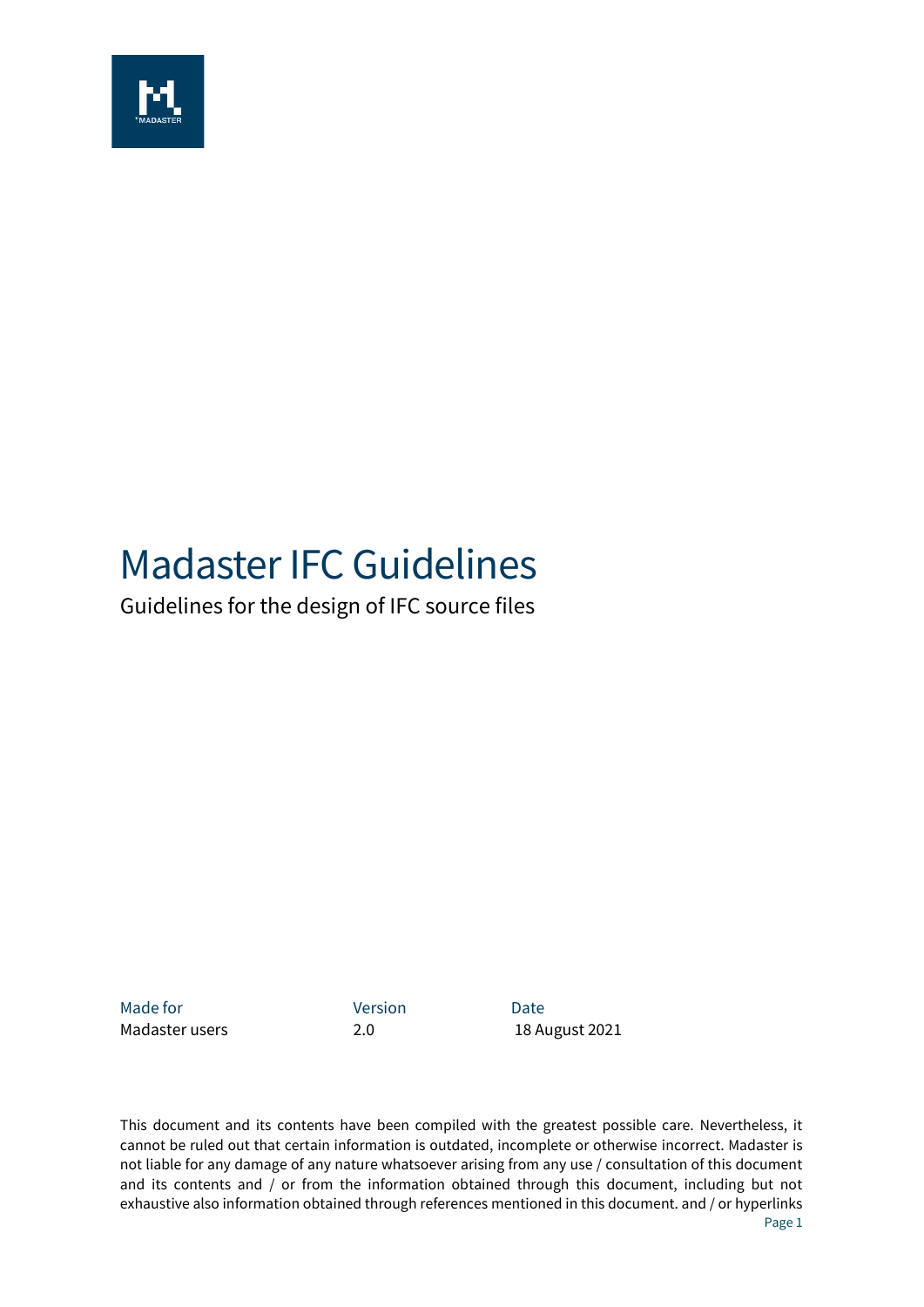# Madaster IFC Guidelines

Guidelines for the design of IFC source files

| Made for | Version | Date |
| --- | --- | --- |
| Madaster users | 2.0 | 18 August 2021 |

This document and its contents have been compiled with the greatest possible care. Nevertheless, it cannot be ruled out that certain information is outdated, incomplete or otherwise incorrect. Madaster is not liable for any damage of any nature whatsoever arising from any use / consultation of this document and its contents and / or from the information obtained through this document, including but not exhaustive also information obtained through references mentioned in this document. and / or hyperlinks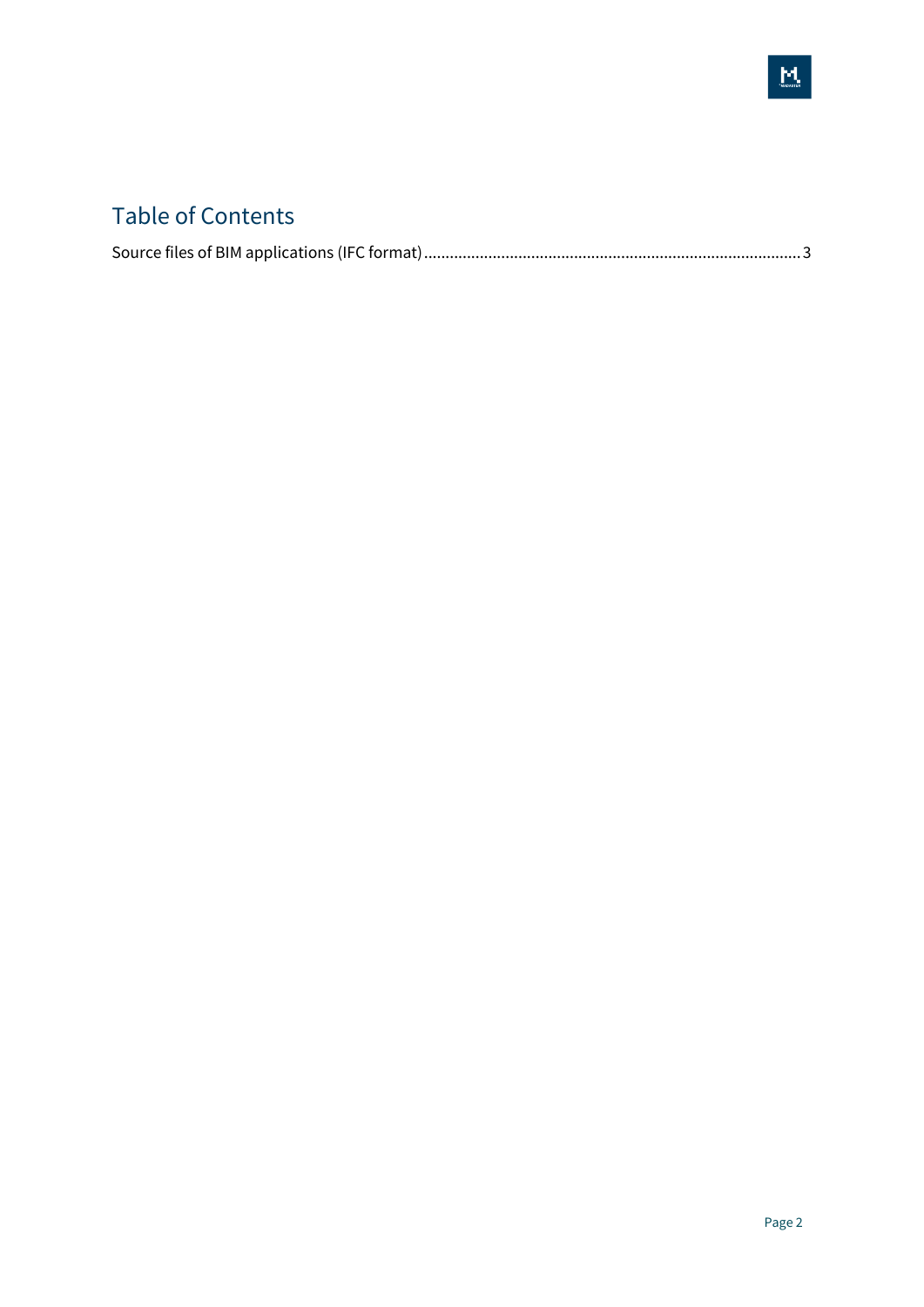# Table of Contents

Source files of BIM applications (IFC format) ........................................................................................ 3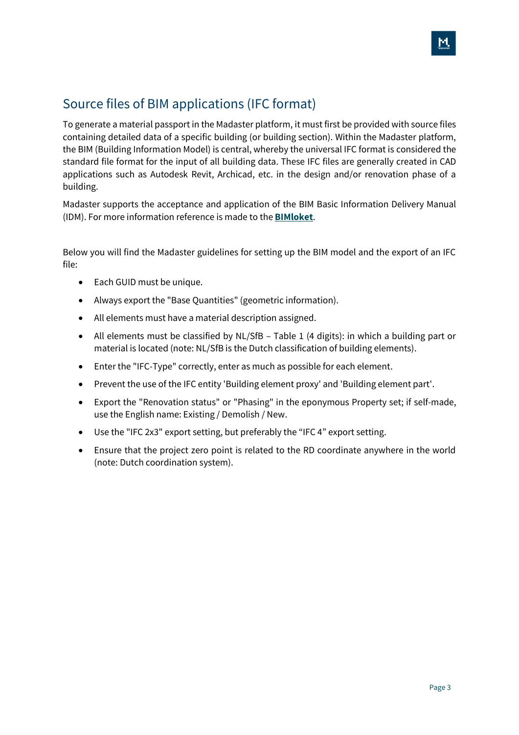## Source files of BIM applications (IFC format)

To generate a material passport in the Madaster platform, it must first be provided with source files containing detailed data of a specific building (or building section). Within the Madaster platform, the BIM (Building Information Model) is central, whereby the universal IFC format is considered the standard file format for the input of all building data. These IFC files are generally created in CAD applications such as Autodesk Revit, Archicad, etc. in the design and/or renovation phase of a building.

Madaster supports the acceptance and application of the BIM Basic Information Delivery Manual (IDM). For more information reference is made to the **BIMloket**.

Below you will find the Madaster guidelines for setting up the BIM model and the export of an IFC file:

- Each GUID must be unique.
- Always export the "Base Quantities" (geometric information).
- All elements must have a material description assigned.
- All elements must be classified by NL/SfB – Table 1 (4 digits): in which a building part or material is located (note: NL/SfB is the Dutch classification of building elements).
- Enter the "IFC-Type" correctly, enter as much as possible for each element.
- Prevent the use of the IFC entity 'Building element proxy' and 'Building element part'.
- Export the "Renovation status" or "Phasing" in the eponymous Property set; if self-made, use the English name: Existing / Demolish / New.
- Use the "IFC 2x3" export setting, but preferably the "IFC 4" export setting.
- Ensure that the project zero point is related to the RD coordinate anywhere in the world (note: Dutch coordination system).